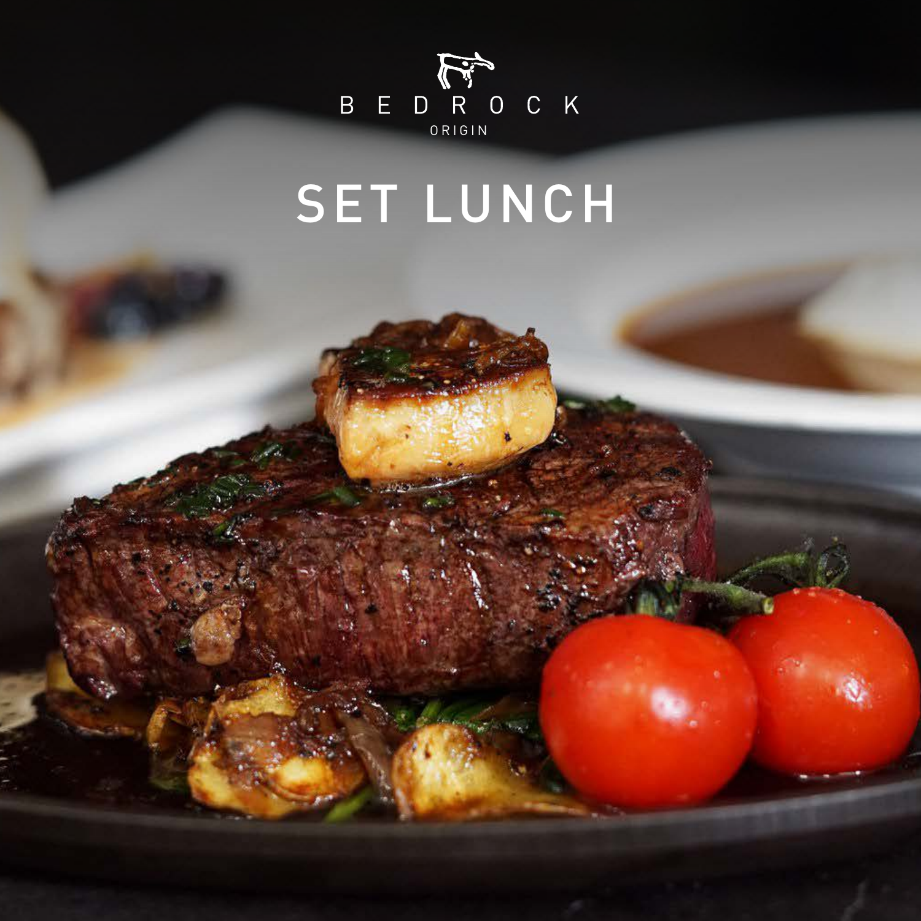BEDROCK

ORIGIN

# SET LUNCH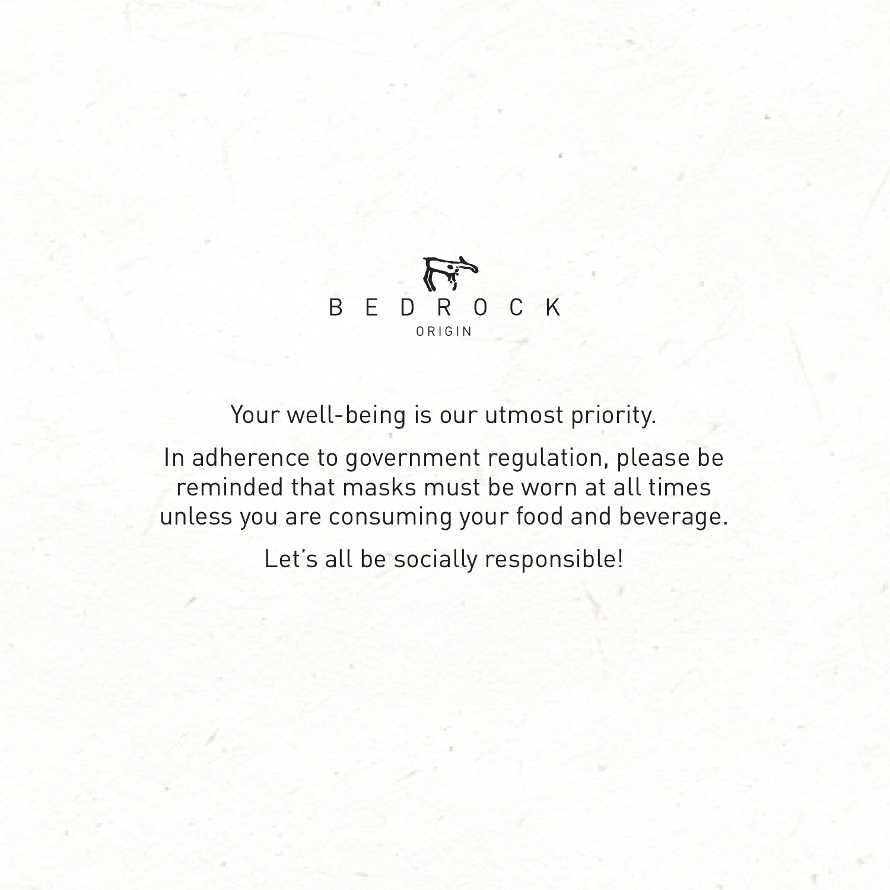BEDROCK

ORIGIN

Your well-being is our utmost priority.

In adherence to government regulation, please be reminded that masks must be worn at all times unless you are consuming your food and beverage.

Let's all be socially responsible!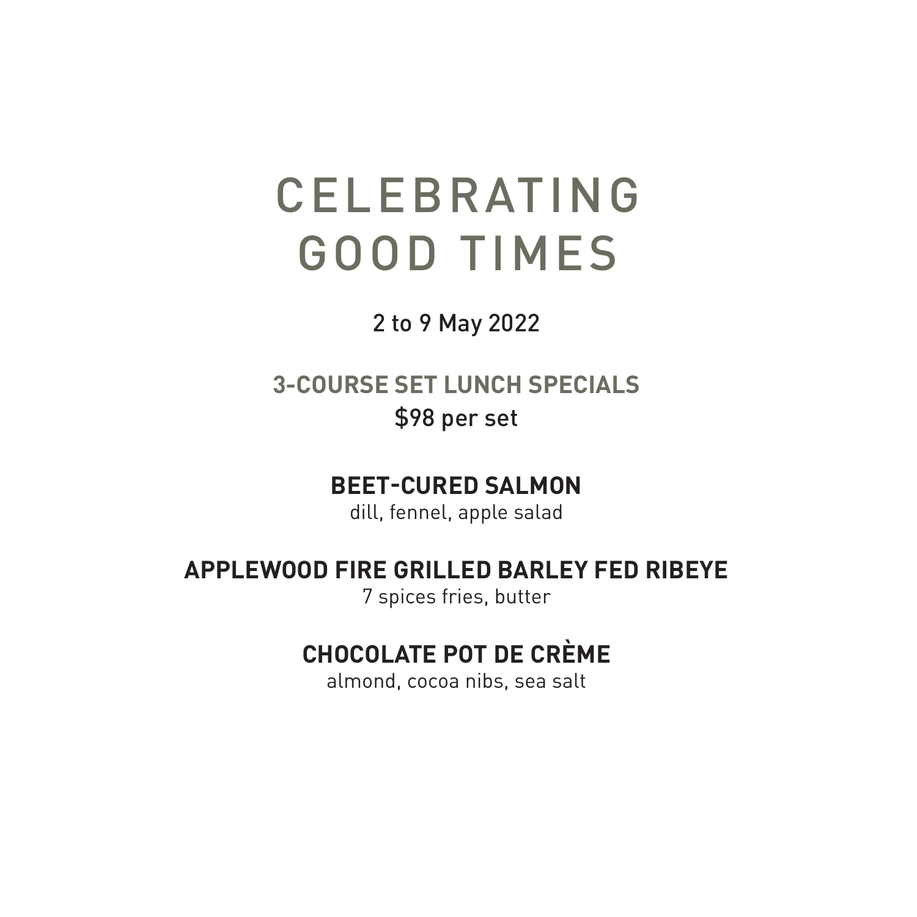# CELEBRATING GOOD TIMES

2 to 9 May 2022

## 3-COURSE SET LUNCH SPECIALS

$98 per set

**BEET-CURED SALMON**

dill, fennel, apple salad

**APPLEWOOD FIRE GRILLED BARLEY FED RIBEYE**

7 spices fries, butter

**CHOCOLATE POT DE CRÈME**

almond, cocoa nibs, sea salt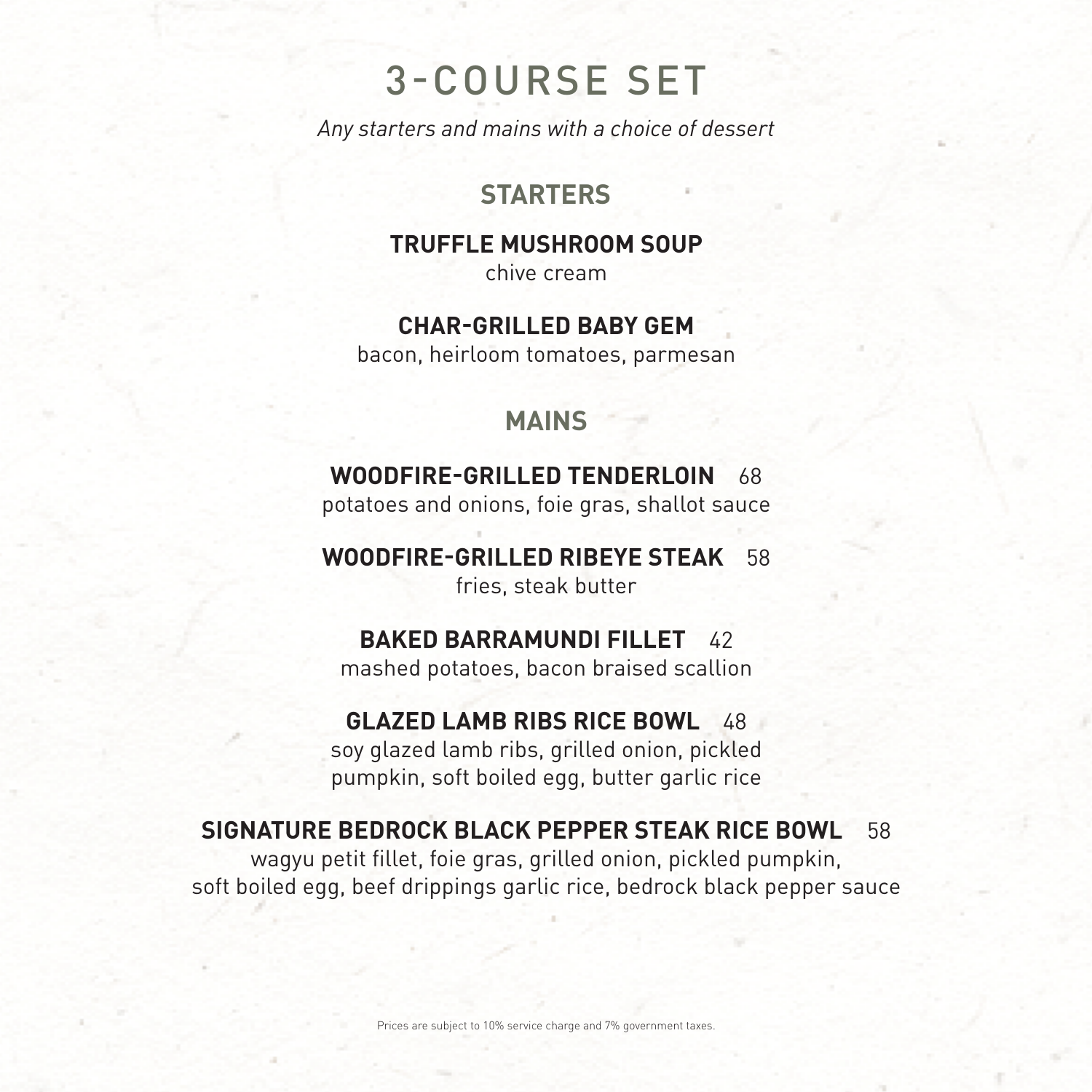# 3-COURSE SET

*Any starters and mains with a choice of dessert*

## STARTERS

**TRUFFLE MUSHROOM SOUP**
chive cream

**CHAR-GRILLED BABY GEM**
bacon, heirloom tomatoes, parmesan

## MAINS

**WOODFIRE-GRILLED TENDERLOIN** 68
potatoes and onions, foie gras, shallot sauce

**WOODFIRE-GRILLED RIBEYE STEAK** 58
fries, steak butter

**BAKED BARRAMUNDI FILLET** 42
mashed potatoes, bacon braised scallion

**GLAZED LAMB RIBS RICE BOWL** 48
soy glazed lamb ribs, grilled onion, pickled pumpkin, soft boiled egg, butter garlic rice

**SIGNATURE BEDROCK BLACK PEPPER STEAK RICE BOWL** 58
wagyu petit fillet, foie gras, grilled onion, pickled pumpkin, soft boiled egg, beef drippings garlic rice, bedrock black pepper sauce

Prices are subject to 10% service charge and 7% government taxes.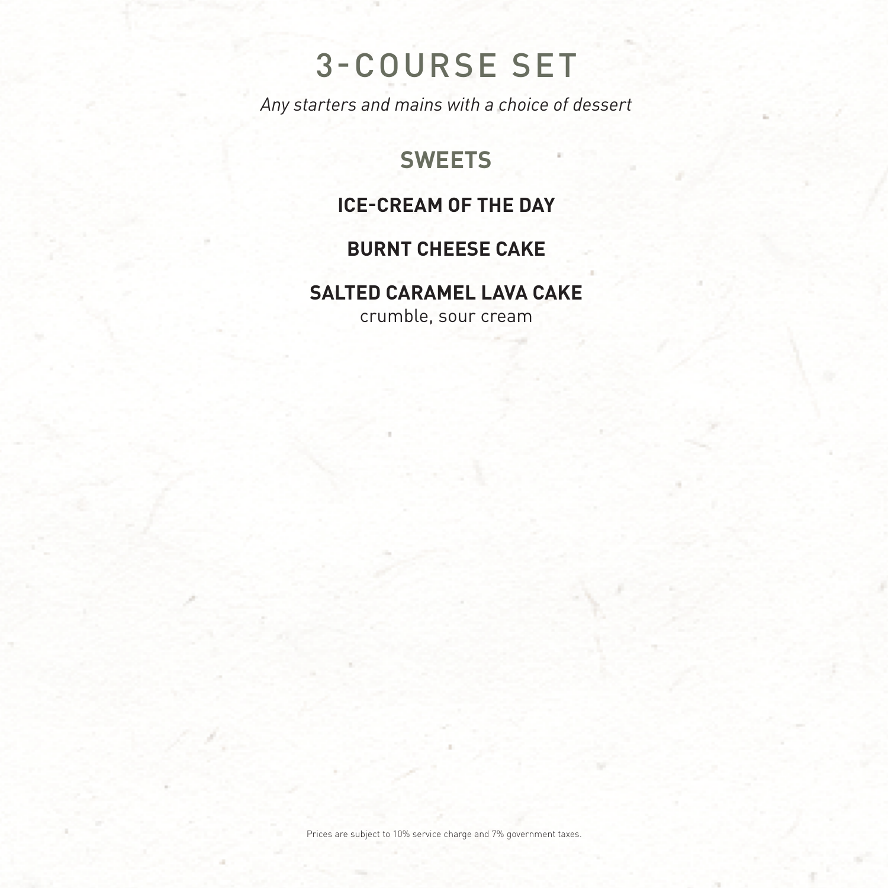# 3-COURSE SET

*Any starters and mains with a choice of dessert*

## SWEETS

**ICE-CREAM OF THE DAY**

**BURNT CHEESE CAKE**

**SALTED CARAMEL LAVA CAKE**
crumble, sour cream

Prices are subject to 10% service charge and 7% government taxes.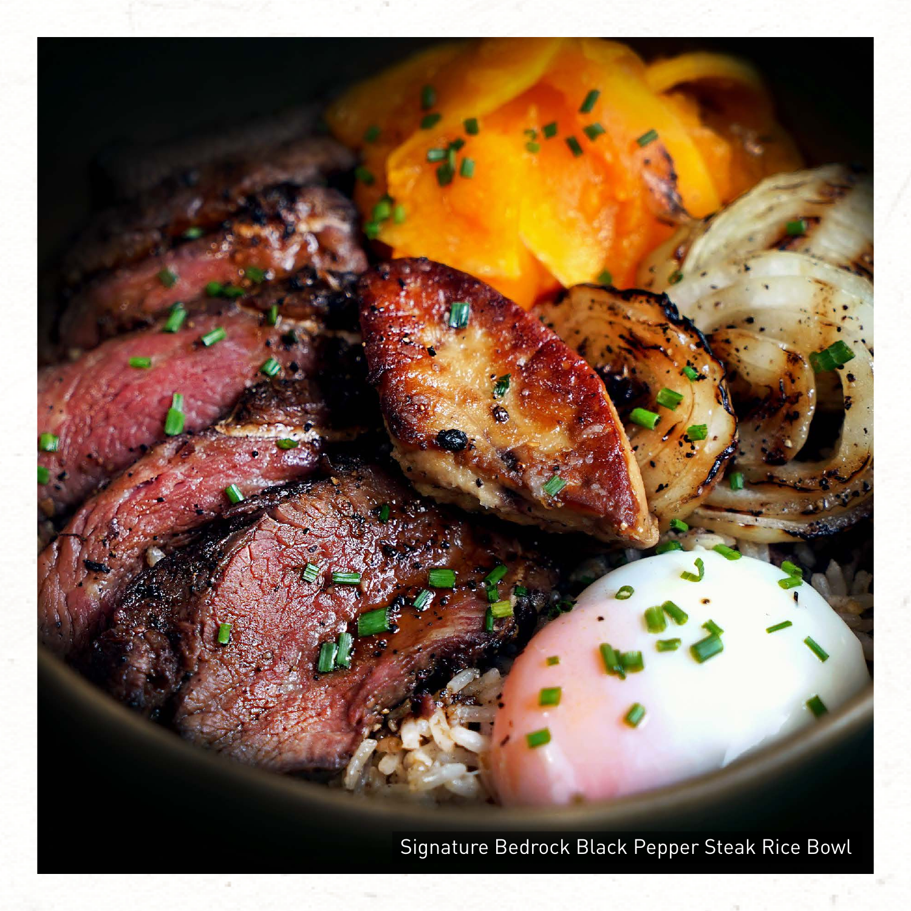Signature Bedrock Black Pepper Steak Rice Bowl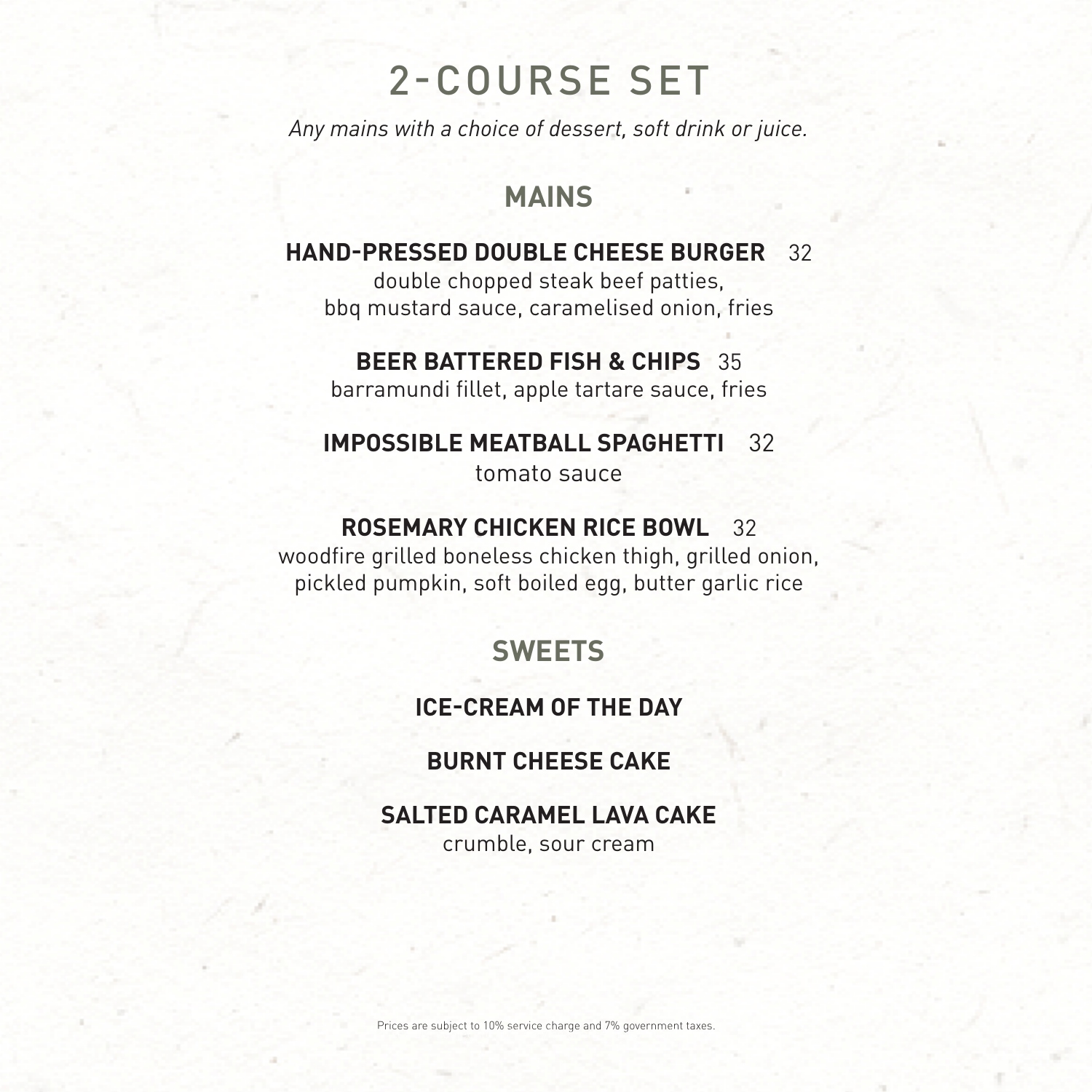# 2-COURSE SET

*Any mains with a choice of dessert, soft drink or juice.*

## MAINS

**HAND-PRESSED DOUBLE CHEESE BURGER** 32
double chopped steak beef patties,
bbq mustard sauce, caramelised onion, fries

**BEER BATTERED FISH & CHIPS** 35
barramundi fillet, apple tartare sauce, fries

**IMPOSSIBLE MEATBALL SPAGHETTI** 32
tomato sauce

**ROSEMARY CHICKEN RICE BOWL** 32
woodfire grilled boneless chicken thigh, grilled onion,
pickled pumpkin, soft boiled egg, butter garlic rice

## SWEETS

**ICE-CREAM OF THE DAY**

**BURNT CHEESE CAKE**

**SALTED CARAMEL LAVA CAKE**
crumble, sour cream

Prices are subject to 10% service charge and 7% government taxes.